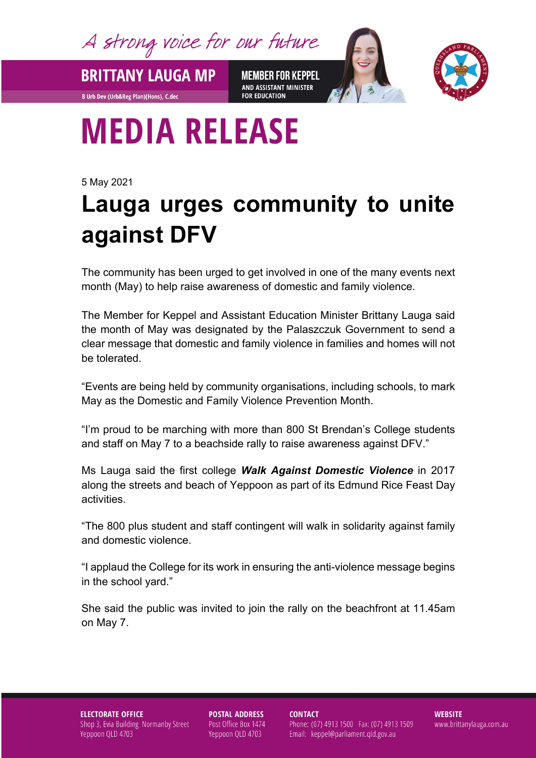A strong voice for our future

**BRITTANY LAUGA MP**

B Urb Dev (Urb&Reg Plan)(Hons), C.dec

**MEMBER FOR KEPPEL**
AND ASSISTANT MINISTER
FOR EDUCATION

# MEDIA RELEASE

5 May 2021

# Lauga urges community to unite against DFV

The community has been urged to get involved in one of the many events next month (May) to help raise awareness of domestic and family violence.

The Member for Keppel and Assistant Education Minister Brittany Lauga said the month of May was designated by the Palaszczuk Government to send a clear message that domestic and family violence in families and homes will not be tolerated.

"Events are being held by community organisations, including schools, to mark May as the Domestic and Family Violence Prevention Month.

"I'm proud to be marching with more than 800 St Brendan's College students and staff on May 7 to a beachside rally to raise awareness against DFV."

Ms Lauga said the first college ***Walk Against Domestic Violence*** in 2017 along the streets and beach of Yeppoon as part of its Edmund Rice Feast Day activities.

"The 800 plus student and staff contingent will walk in solidarity against family and domestic violence.

"I applaud the College for its work in ensuring the anti-violence message begins in the school yard."

She said the public was invited to join the rally on the beachfront at 11.45am on May 7.

**ELECTORATE OFFICE**
Shop 3, Evia Building Normanby Street
Yeppoon QLD 4703

**POSTAL ADDRESS**
Post Office Box 1474
Yeppoon QLD 4703

**CONTACT**
Phone: (07) 4913 1500 Fax: (07) 4913 1509
Email: keppel@parliament.qld.gov.au

**WEBSITE**
www.brittanylauga.com.au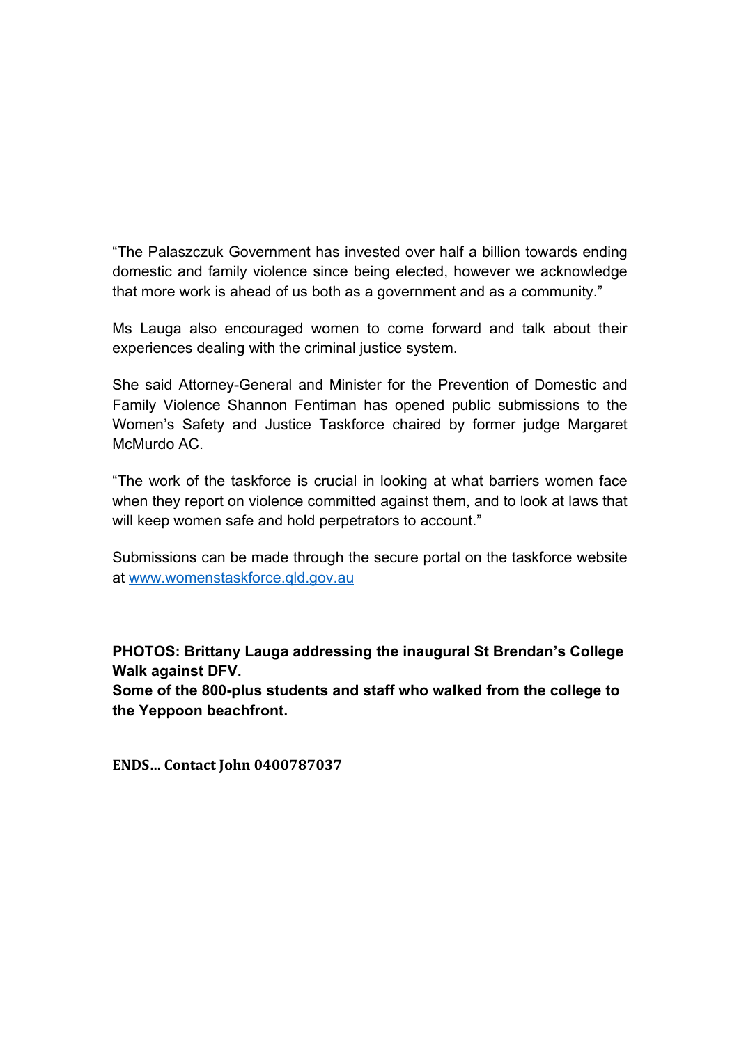"The Palaszczuk Government has invested over half a billion towards ending domestic and family violence since being elected, however we acknowledge that more work is ahead of us both as a government and as a community."

Ms Lauga also encouraged women to come forward and talk about their experiences dealing with the criminal justice system.

She said Attorney-General and Minister for the Prevention of Domestic and Family Violence Shannon Fentiman has opened public submissions to the Women's Safety and Justice Taskforce chaired by former judge Margaret McMurdo AC.

"The work of the taskforce is crucial in looking at what barriers women face when they report on violence committed against them, and to look at laws that will keep women safe and hold perpetrators to account."

Submissions can be made through the secure portal on the taskforce website at [www.womenstaskforce.qld.gov.au](http://www.womenstaskforce.qld.gov.au)

**PHOTOS: Brittany Lauga addressing the inaugural St Brendan's College Walk against DFV.**
**Some of the 800-plus students and staff who walked from the college to the Yeppoon beachfront.**

**ENDS… Contact John 0400787037**